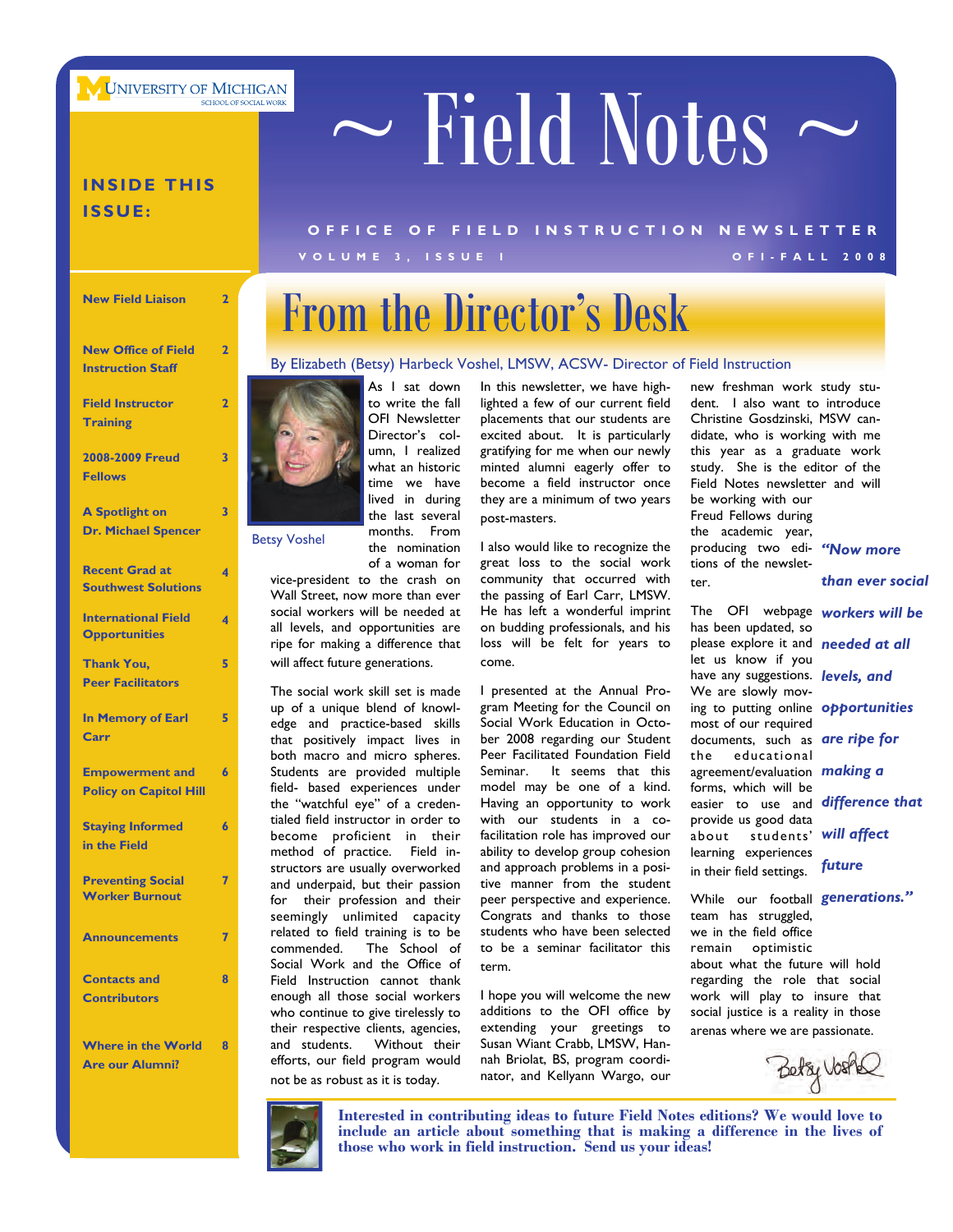UNIVERSITY OF MICHIGAN
SCHOOL OF SOCIAL WORK

# ~ Field Notes ~

OFFICE OF FIELD INSTRUCTION NEWSLETTER

VOLUME 3, ISSUE 1 — OFI-FALL 2008

**INSIDE THIS ISSUE:**

| | |
|---|---|
| New Field Liaison | 2 |
| New Office of Field Instruction Staff | 2 |
| Field Instructor Training | 2 |
| 2008-2009 Freud Fellows | 3 |
| A Spotlight on Dr. Michael Spencer | 3 |
| Recent Grad at Southwest Solutions | 4 |
| International Field Opportunities | 4 |
| Thank You, Peer Facilitators | 5 |
| In Memory of Earl Carr | 5 |
| Empowerment and Policy on Capitol Hill | 6 |
| Staying Informed in the Field | 6 |
| Preventing Social Worker Burnout | 7 |
| Announcements | 7 |
| Contacts and Contributors | 8 |
| Where in the World Are our Alumni? | 8 |

## From the Director's Desk

By Elizabeth (Betsy) Harbeck Voshel, LMSW, ACSW- Director of Field Instruction

Betsy Voshel

As I sat down to write the fall OFI Newsletter Director's column, I realized what an historic time we have lived in during the last several months. From the nomination of a woman for vice-president to the crash on Wall Street, now more than ever social workers will be needed at all levels, and opportunities are ripe for making a difference that will affect future generations.

The social work skill set is made up of a unique blend of knowledge and practice-based skills that positively impact lives in both macro and micro spheres. Students are provided multiple field- based experiences under the "watchful eye" of a credentialed field instructor in order to become proficient in their method of practice. Field instructors are usually overworked and underpaid, but their passion for their profession and their seemingly unlimited capacity related to field training is to be commended. The School of Social Work and the Office of Field Instruction cannot thank enough all those social workers who continue to give tirelessly to their respective clients, agencies, and students. Without their efforts, our field program would not be as robust as it is today.

In this newsletter, we have highlighted a few of our current field placements that our students are excited about. It is particularly gratifying for me when our newly minted alumni eagerly offer to become a field instructor once they are a minimum of two years post-masters.

I also would like to recognize the great loss to the social work community that occurred with the passing of Earl Carr, LMSW. He has left a wonderful imprint on budding professionals, and his loss will be felt for years to come.

I presented at the Annual Program Meeting for the Council on Social Work Education in October 2008 regarding our Student Peer Facilitated Foundation Field Seminar. It seems that this model may be one of a kind. Having an opportunity to work with our students in a co-facilitation role has improved our ability to develop group cohesion and approach problems in a positive manner from the student peer perspective and experience. Congrats and thanks to those students who have been selected to be a seminar facilitator this term.

I hope you will welcome the new additions to the OFI office by extending your greetings to Susan Wiant Crabb, LMSW, Hannah Briolat, BS, program coordinator, and Kellyann Wargo, our new freshman work study student. I also want to introduce Christine Gosdzinski, MSW candidate, who is working with me this year as a graduate work study. She is the editor of the Field Notes newsletter and will be working with our Freud Fellows during the academic year, producing two editions of the newsletter.

The OFI webpage has been updated, so please explore it and let us know if you have any suggestions. We are slowly moving to putting online most of our required documents, such as the educational agreement/evaluation forms, which will be easier to use and provide us good data about students' learning experiences in their field settings.

While our football team has struggled, we in the field office remain optimistic about what the future will hold regarding the role that social work will play to insure that social justice is a reality in those arenas where we are passionate.

*Betsy Voshel*

> ***"Now more than ever social workers will be needed at all levels, and opportunities are ripe for making a difference that will affect future generations."***

**Interested in contributing ideas to future Field Notes editions? We would love to include an article about something that is making a difference in the lives of those who work in field instruction. Send us your ideas!**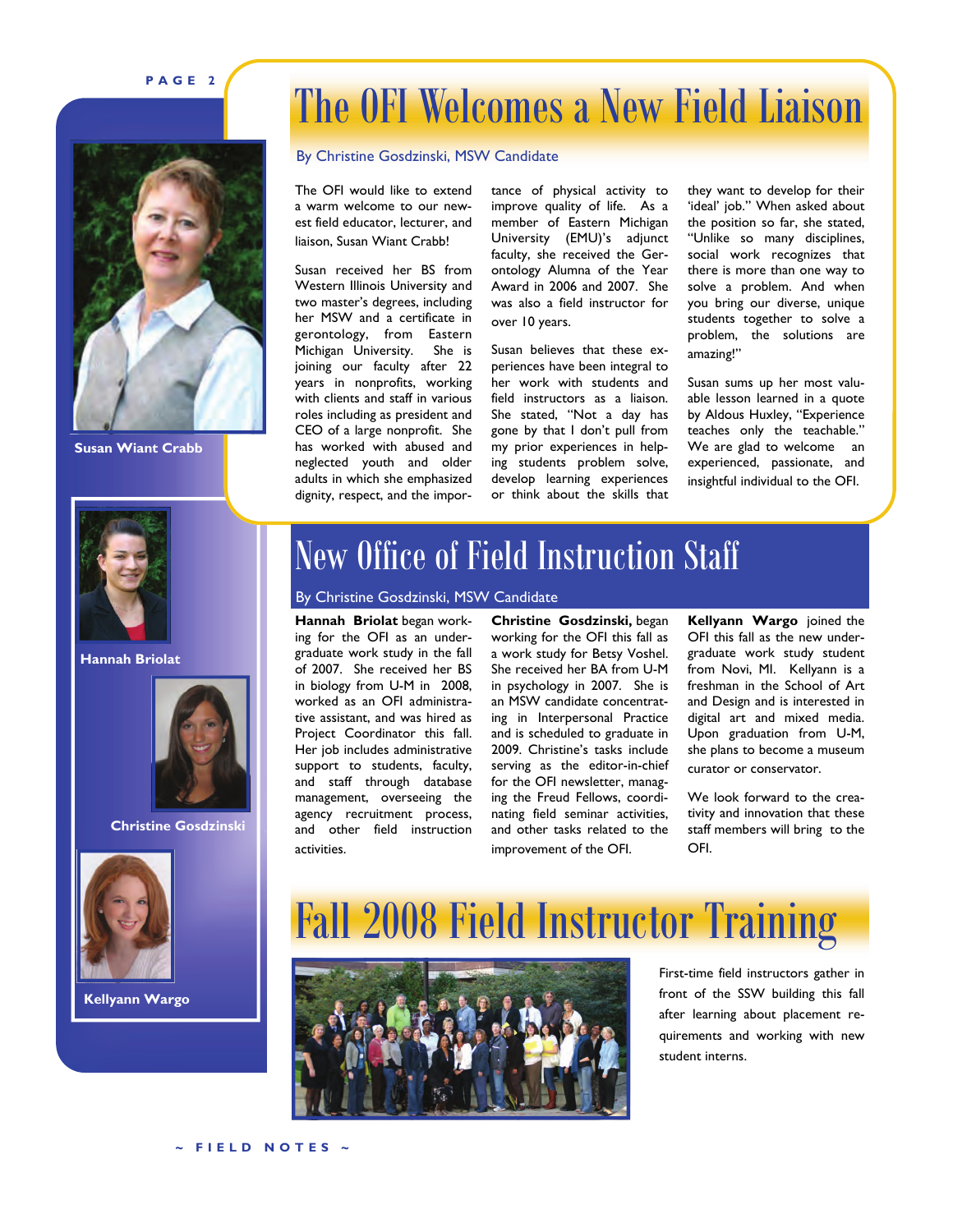# The OFI Welcomes a New Field Liaison

By Christine Gosdzinski, MSW Candidate

Susan Wiant Crabb

The OFI would like to extend a warm welcome to our newest field educator, lecturer, and liaison, Susan Wiant Crabb!

Susan received her BS from Western Illinois University and two master's degrees, including her MSW and a certificate in gerontology, from Eastern Michigan University. She is joining our faculty after 22 years in nonprofits, working with clients and staff in various roles including as president and CEO of a large nonprofit. She has worked with abused and neglected youth and older adults in which she emphasized dignity, respect, and the importance of physical activity to improve quality of life. As a member of Eastern Michigan University (EMU)'s adjunct faculty, she received the Gerontology Alumna of the Year Award in 2006 and 2007. She was also a field instructor for over 10 years.

Susan believes that these experiences have been integral to her work with students and field instructors as a liaison. She stated, "Not a day has gone by that I don't pull from my prior experiences in helping students problem solve, develop learning experiences or think about the skills that they want to develop for their 'ideal' job." When asked about the position so far, she stated, "Unlike so many disciplines, social work recognizes that there is more than one way to solve a problem. And when you bring our diverse, unique students together to solve a problem, the solutions are amazing!"

Susan sums up her most valuable lesson learned in a quote by Aldous Huxley, "Experience teaches only the teachable." We are glad to welcome an experienced, passionate, and insightful individual to the OFI.

# New Office of Field Instruction Staff

By Christine Gosdzinski, MSW Candidate

Hannah Briolat

Christine Gosdzinski

Kellyann Wargo

**Hannah Briolat** began working for the OFI as an undergraduate work study in the fall of 2007. She received her BS in biology from U-M in 2008, worked as an OFI administrative assistant, and was hired as Project Coordinator this fall. Her job includes administrative support to students, faculty, and staff through database management, overseeing the agency recruitment process, and other field instruction activities.

**Christine Gosdzinski,** began working for the OFI this fall as a work study for Betsy Voshel. She received her BA from U-M in psychology in 2007. She is an MSW candidate concentrating in Interpersonal Practice and is scheduled to graduate in 2009. Christine's tasks include serving as the editor-in-chief for the OFI newsletter, managing the Freud Fellows, coordinating field seminar activities, and other tasks related to the improvement of the OFI.

**Kellyann Wargo** joined the OFI this fall as the new undergraduate work study student from Novi, MI. Kellyann is a freshman in the School of Art and Design and is interested in digital art and mixed media. Upon graduation from U-M, she plans to become a museum curator or conservator.

We look forward to the creativity and innovation that these staff members will bring to the OFI.

# Fall 2008 Field Instructor Training

First-time field instructors gather in front of the SSW building this fall after learning about placement requirements and working with new student interns.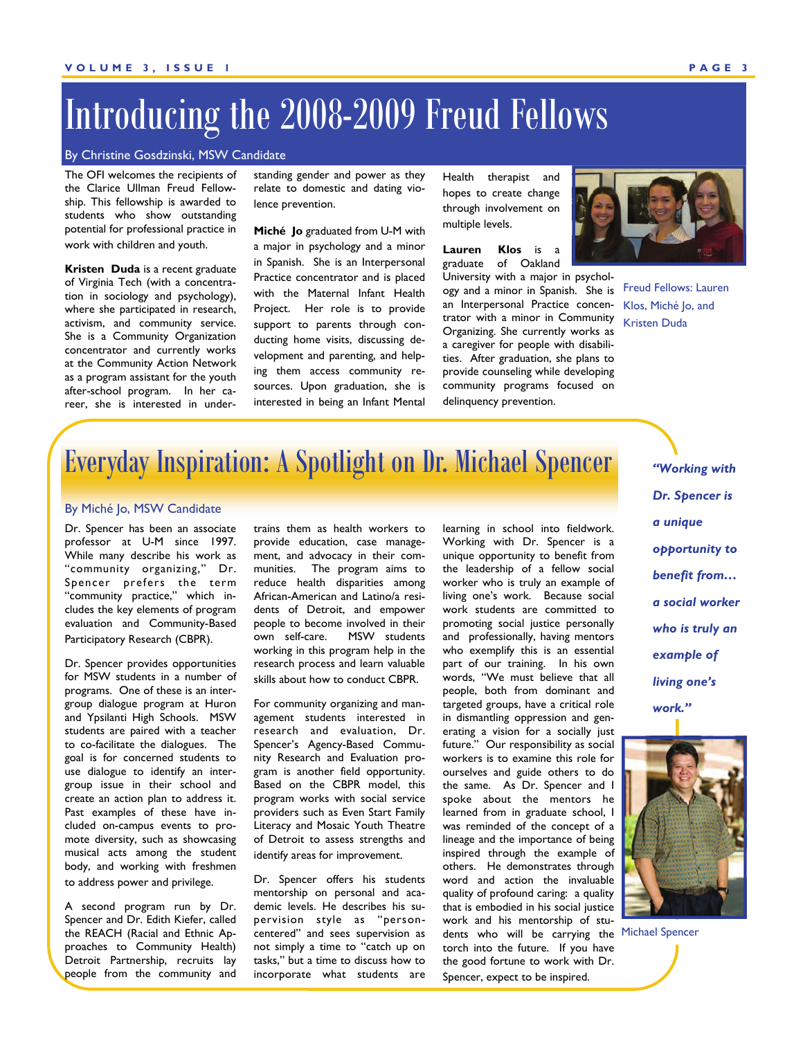# Introducing the 2008-2009 Freud Fellows

By Christine Gosdzinski, MSW Candidate

The OFI welcomes the recipients of the Clarice Ullman Freud Fellowship. This fellowship is awarded to students who show outstanding potential for professional practice in work with children and youth.

**Kristen Duda** is a recent graduate of Virginia Tech (with a concentration in sociology and psychology), where she participated in research, activism, and community service. She is a Community Organization concentrator and currently works at the Community Action Network as a program assistant for the youth after-school program. In her career, she is interested in understanding gender and power as they relate to domestic and dating violence prevention.

**Miché Jo** graduated from U-M with a major in psychology and a minor in Spanish. She is an Interpersonal Practice concentrator and is placed with the Maternal Infant Health Project. Her role is to provide support to parents through conducting home visits, discussing development and parenting, and helping them access community resources. Upon graduation, she is interested in being an Infant Mental Health therapist and hopes to create change through involvement on multiple levels.

**Lauren Klos** is a graduate of Oakland University with a major in psychology and a minor in Spanish. She is an Interpersonal Practice concentrator with a minor in Community Organizing. She currently works as a caregiver for people with disabilities. After graduation, she plans to provide counseling while developing community programs focused on delinquency prevention.

Freud Fellows: Lauren Klos, Miché Jo, and Kristen Duda

# Everyday Inspiration: A Spotlight on Dr. Michael Spencer

By Miché Jo, MSW Candidate

Dr. Spencer has been an associate professor at U-M since 1997. While many describe his work as "community organizing," Dr. Spencer prefers the term "community practice," which includes the key elements of program evaluation and Community-Based Participatory Research (CBPR).

Dr. Spencer provides opportunities for MSW students in a number of programs. One of these is an intergroup dialogue program at Huron and Ypsilanti High Schools. MSW students are paired with a teacher to co-facilitate the dialogues. The goal is for concerned students to use dialogue to identify an intergroup issue in their school and create an action plan to address it. Past examples of these have included on-campus events to promote diversity, such as showcasing musical acts among the student body, and working with freshmen to address power and privilege.

A second program run by Dr. Spencer and Dr. Edith Kiefer, called the REACH (Racial and Ethnic Approaches to Community Health) Detroit Partnership, recruits lay people from the community and trains them as health workers to provide education, case management, and advocacy in their communities. The program aims to reduce health disparities among African-American and Latino/a residents of Detroit, and empower people to become involved in their own self-care. MSW students working in this program help in the research process and learn valuable skills about how to conduct CBPR.

For community organizing and management students interested in research and evaluation, Dr. Spencer's Agency-Based Community Research and Evaluation program is another field opportunity. Based on the CBPR model, this program works with social service providers such as Even Start Family Literacy and Mosaic Youth Theatre of Detroit to assess strengths and identify areas for improvement.

Dr. Spencer offers his students mentorship on personal and academic levels. He describes his supervision style as "person-centered" and sees supervision as not simply a time to "catch up on tasks," but a time to discuss how to incorporate what students are learning in school into fieldwork. Working with Dr. Spencer is a unique opportunity to benefit from the leadership of a fellow social worker who is truly an example of living one's work. Because social work students are committed to promoting social justice personally and professionally, having mentors who exemplify this is an essential part of our training. In his own words, "We must believe that all people, both from dominant and targeted groups, have a critical role in dismantling oppression and generating a vision for a socially just future." Our responsibility as social workers is to examine this role for ourselves and guide others to do the same. As Dr. Spencer and I spoke about the mentors he learned from in graduate school, I was reminded of the concept of a lineage and the importance of being inspired through the example of others. He demonstrates through word and action the invaluable quality of profound caring: a quality that is embodied in his social justice work and his mentorship of students who will be carrying the torch into the future. If you have the good fortune to work with Dr. Spencer, expect to be inspired.

*"Working with Dr. Spencer is a unique opportunity to benefit from… a social worker who is truly an example of living one's work."*

Michael Spencer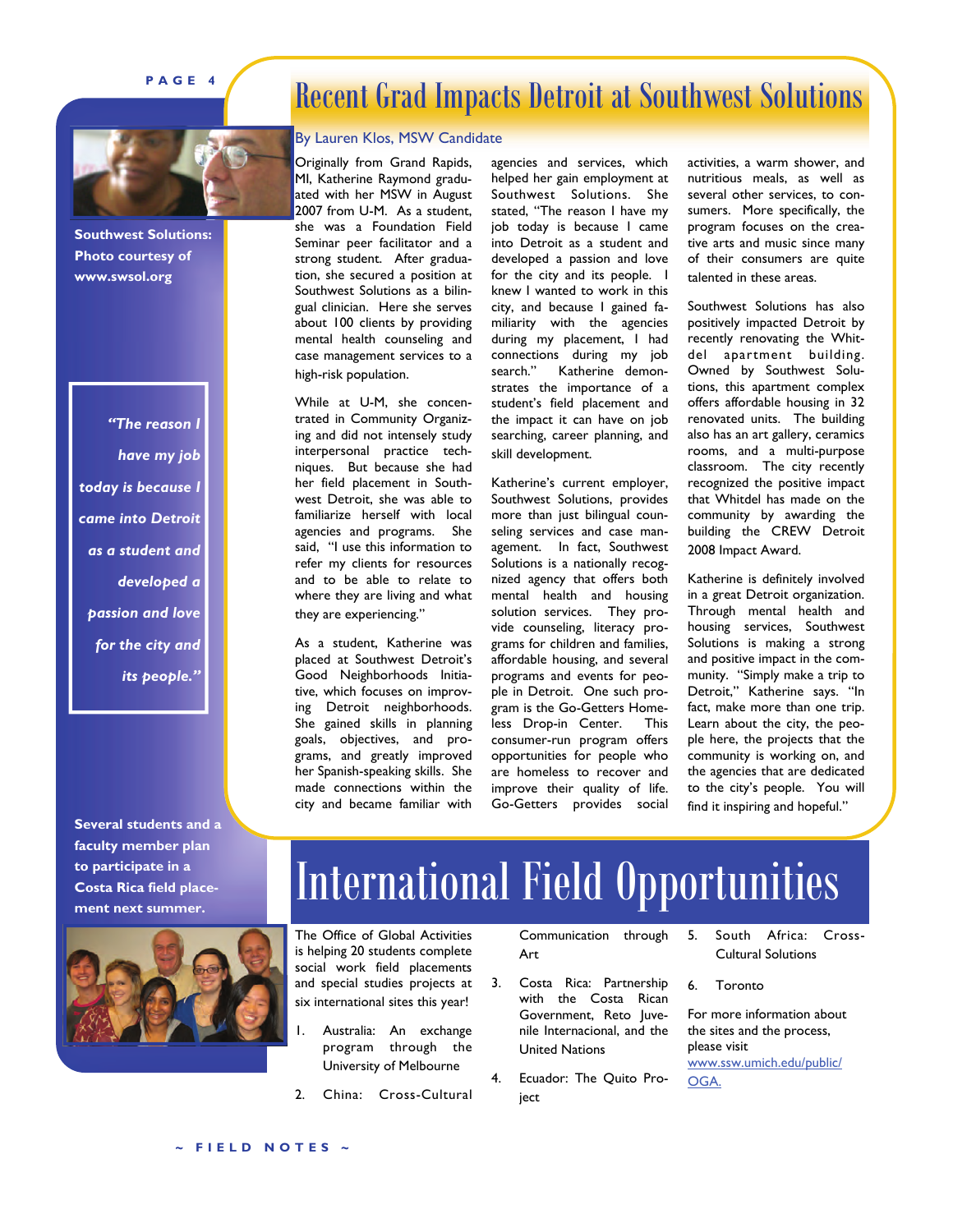# Recent Grad Impacts Detroit at Southwest Solutions

By Lauren Klos, MSW Candidate

Southwest Solutions: Photo courtesy of www.swsol.org

Originally from Grand Rapids, MI, Katherine Raymond graduated with her MSW in August 2007 from U-M. As a student, she was a Foundation Field Seminar peer facilitator and a strong student. After graduation, she secured a position at Southwest Solutions as a bilingual clinician. Here she serves about 100 clients by providing mental health counseling and case management services to a high-risk population.

While at U-M, she concentrated in Community Organizing and did not intensely study interpersonal practice techniques. But because she had her field placement in Southwest Detroit, she was able to familiarize herself with local agencies and programs. She said, "I use this information to refer my clients for resources and to be able to relate to where they are living and what they are experiencing."

As a student, Katherine was placed at Southwest Detroit's Good Neighborhoods Initiative, which focuses on improving Detroit neighborhoods. She gained skills in planning goals, objectives, and programs, and greatly improved her Spanish-speaking skills. She made connections within the city and became familiar with agencies and services, which helped her gain employment at Southwest Solutions. She stated, "The reason I have my job today is because I came into Detroit as a student and developed a passion and love for the city and its people. I knew I wanted to work in this city, and because I gained familiarity with the agencies during my placement, I had connections during my job search." Katherine demonstrates the importance of a student's field placement and the impact it can have on job searching, career planning, and skill development.

> *"The reason I have my job today is because I came into Detroit as a student and developed a passion and love for the city and its people."*

Katherine's current employer, Southwest Solutions, provides more than just bilingual counseling services and case management. In fact, Southwest Solutions is a nationally recognized agency that offers both mental health and housing solution services. They provide counseling, literacy programs for children and families, affordable housing, and several programs and events for people in Detroit. One such program is the Go-Getters Homeless Drop-in Center. This consumer-run program offers opportunities for people who are homeless to recover and improve their quality of life. Go-Getters provides social activities, a warm shower, and nutritious meals, as well as several other services, to consumers. More specifically, the program focuses on the creative arts and music since many of their consumers are quite talented in these areas.

Southwest Solutions has also positively impacted Detroit by recently renovating the Whitdel apartment building. Owned by Southwest Solutions, this apartment complex offers affordable housing in 32 renovated units. The building also has an art gallery, ceramics rooms, and a multi-purpose classroom. The city recently recognized the positive impact that Whitdel has made on the community by awarding the building the CREW Detroit 2008 Impact Award.

Katherine is definitely involved in a great Detroit organization. Through mental health and housing services, Southwest Solutions is making a strong and positive impact in the community. "Simply make a trip to Detroit," Katherine says. "In fact, make more than one trip. Learn about the city, the people here, the projects that the community is working on, and the agencies that are dedicated to the city's people. You will find it inspiring and hopeful."

# International Field Opportunities

Several students and a faculty member plan to participate in a Costa Rica field placement next summer.

The Office of Global Activities is helping 20 students complete social work field placements and special studies projects at six international sites this year!

1. Australia: An exchange program through the University of Melbourne
2. China: Cross-Cultural Communication through Art
3. Costa Rica: Partnership with the Costa Rican Government, Reto Juvenile Internacional, and the United Nations
4. Ecuador: The Quito Project
5. South Africa: Cross-Cultural Solutions
6. Toronto

For more information about the sites and the process, please visit www.ssw.umich.edu/public/OGA.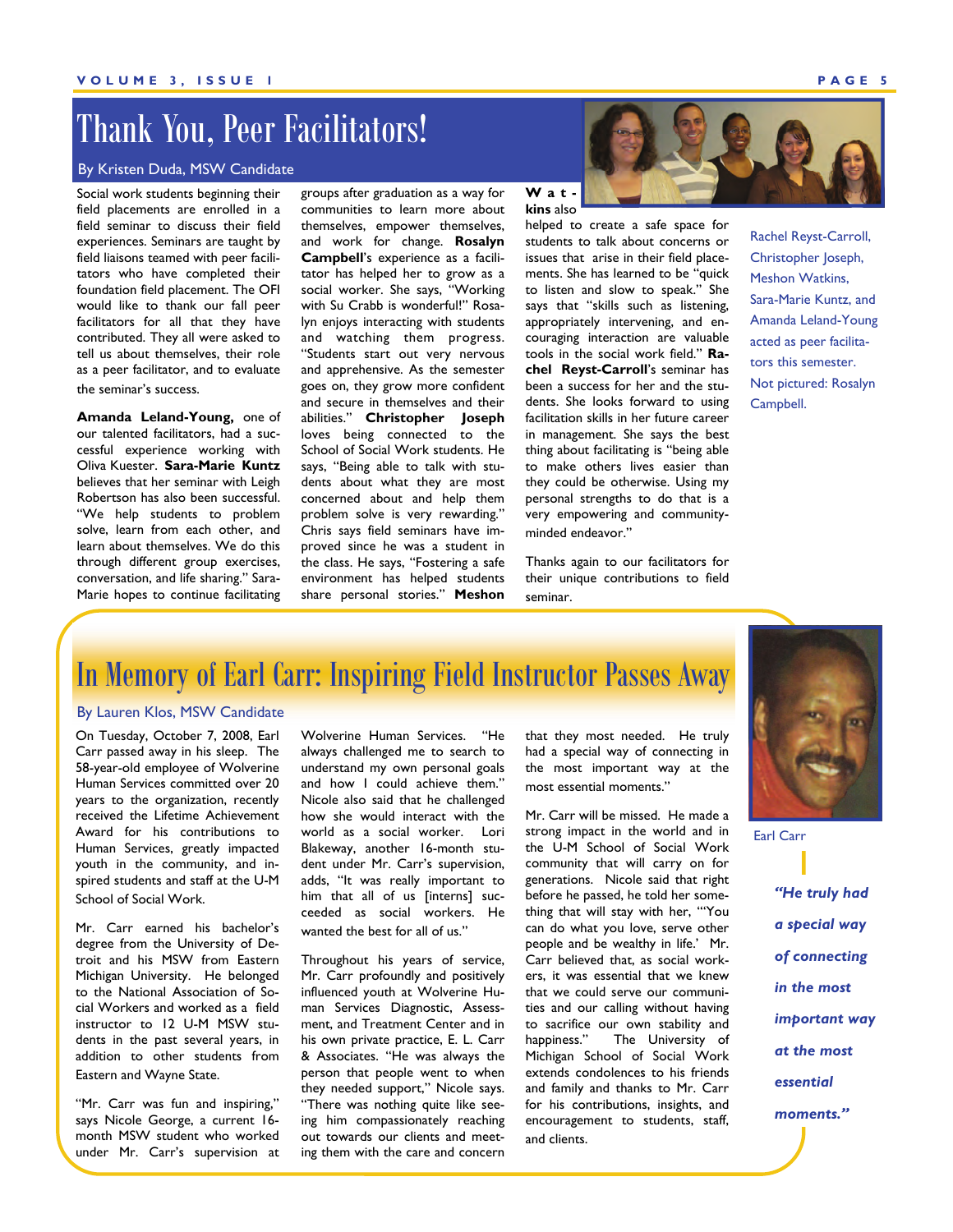# Thank You, Peer Facilitators!

By Kristen Duda, MSW Candidate

Social work students beginning their field placements are enrolled in a field seminar to discuss their field experiences. Seminars are taught by field liaisons teamed with peer facilitators who have completed their foundation field placement. The OFI would like to thank our fall peer facilitators for all that they have contributed. They all were asked to tell us about themselves, their role as a peer facilitator, and to evaluate the seminar's success.

**Amanda Leland-Young,** one of our talented facilitators, had a successful experience working with Oliva Kuester. **Sara-Marie Kuntz** believes that her seminar with Leigh Robertson has also been successful. "We help students to problem solve, learn from each other, and learn about themselves. We do this through different group exercises, conversation, and life sharing." Sara-Marie hopes to continue facilitating groups after graduation as a way for communities to learn more about themselves, empower themselves, and work for change. **Rosalyn Campbell**'s experience as a facilitator has helped her to grow as a social worker. She says, "Working with Su Crabb is wonderful!" Rosalyn enjoys interacting with students and watching them progress. "Students start out very nervous and apprehensive. As the semester goes on, they grow more confident and secure in themselves and their abilities." **Christopher Joseph** loves being connected to the School of Social Work students. He says, "Being able to talk with students about what they are most concerned about and help them problem solve is very rewarding." Chris says field seminars have improved since he was a student in the class. He says, "Fostering a safe environment has helped students share personal stories." **Meshon Watkins** also helped to create a safe space for students to talk about concerns or issues that arise in their field placements. She has learned to be "quick to listen and slow to speak." She says that "skills such as listening, appropriately intervening, and encouraging interaction are valuable tools in the social work field." **Rachel Reyst-Carroll**'s seminar has been a success for her and the students. She looks forward to using facilitation skills in her future career in management. She says the best thing about facilitating is "being able to make others lives easier than they could be otherwise. Using my personal strengths to do that is a very empowering and community-minded endeavor."

Thanks again to our facilitators for their unique contributions to field seminar.

Rachel Reyst-Carroll, Christopher Joseph, Meshon Watkins, Sara-Marie Kuntz, and Amanda Leland-Young acted as peer facilitators this semester. Not pictured: Rosalyn Campbell.

# In Memory of Earl Carr: Inspiring Field Instructor Passes Away

By Lauren Klos, MSW Candidate

On Tuesday, October 7, 2008, Earl Carr passed away in his sleep. The 58-year-old employee of Wolverine Human Services committed over 20 years to the organization, recently received the Lifetime Achievement Award for his contributions to Human Services, greatly impacted youth in the community, and inspired students and staff at the U-M School of Social Work.

Mr. Carr earned his bachelor's degree from the University of Detroit and his MSW from Eastern Michigan University. He belonged to the National Association of Social Workers and worked as a field instructor to 12 U-M MSW students in the past several years, in addition to other students from Eastern and Wayne State.

"Mr. Carr was fun and inspiring," says Nicole George, a current 16-month MSW student who worked under Mr. Carr's supervision at Wolverine Human Services. "He always challenged me to search to understand my own personal goals and how I could achieve them." Nicole also said that he challenged how she would interact with the world as a social worker. Lori Blakeway, another 16-month student under Mr. Carr's supervision, adds, "It was really important to him that all of us [interns] succeeded as social workers. He wanted the best for all of us."

Throughout his years of service, Mr. Carr profoundly and positively influenced youth at Wolverine Human Services Diagnostic, Assessment, and Treatment Center and in his own private practice, E. L. Carr & Associates. "He was always the person that people went to when they needed support," Nicole says. "There was nothing quite like seeing him compassionately reaching out towards our clients and meeting them with the care and concern that they most needed. He truly had a special way of connecting in the most important way at the most essential moments."

Mr. Carr will be missed. He made a strong impact in the world and in the U-M School of Social Work community that will carry on for generations. Nicole said that right before he passed, he told her something that will stay with her, "'You can do what you love, serve other people and be wealthy in life.' Mr. Carr believed that, as social workers, it was essential that we knew that we could serve our communities and our calling without having to sacrifice our own stability and happiness." The University of Michigan School of Social Work extends condolences to his friends and family and thanks to Mr. Carr for his contributions, insights, and encouragement to students, staff, and clients.

Earl Carr

*"He truly had a special way of connecting in the most important way at the most essential moments."*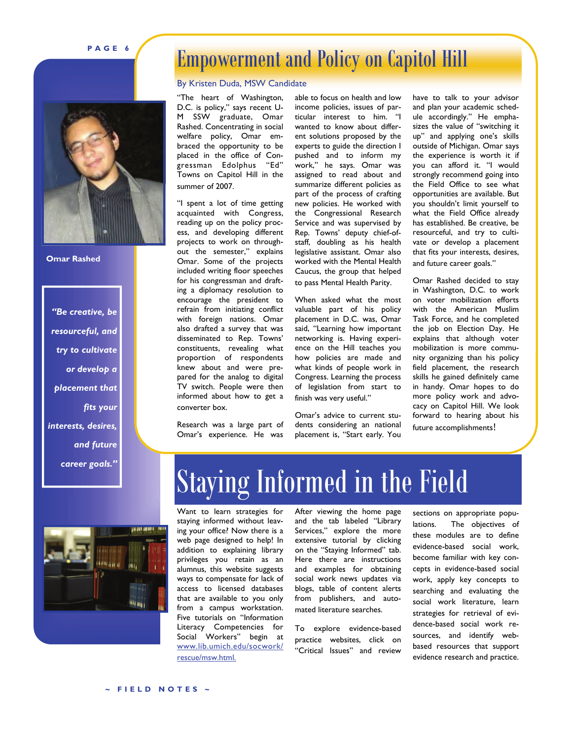# Empowerment and Policy on Capitol Hill

By Kristen Duda, MSW Candidate

Omar Rashed

*"Be creative, be resourceful, and try to cultivate or develop a placement that fits your interests, desires, and future career goals."*

"The heart of Washington, D.C. is policy," says recent U-M SSW graduate, Omar Rashed. Concentrating in social welfare policy, Omar embraced the opportunity to be placed in the office of Congressman Edolphus "Ed" Towns on Capitol Hill in the summer of 2007.

"I spent a lot of time getting acquainted with Congress, reading up on the policy process, and developing different projects to work on throughout the semester," explains Omar. Some of the projects included writing floor speeches for his congressman and drafting a diplomacy resolution to encourage the president to refrain from initiating conflict with foreign nations. Omar also drafted a survey that was disseminated to Rep. Towns' constituents, revealing what proportion of respondents knew about and were prepared for the analog to digital TV switch. People were then informed about how to get a converter box.

Research was a large part of Omar's experience. He was able to focus on health and low income policies, issues of particular interest to him. "I wanted to know about different solutions proposed by the experts to guide the direction I pushed and to inform my work," he says. Omar was assigned to read about and summarize different policies as part of the process of crafting new policies. He worked with the Congressional Research Service and was supervised by Rep. Towns' deputy chief-of-staff, doubling as his health legislative assistant. Omar also worked with the Mental Health Caucus, the group that helped to pass Mental Health Parity.

When asked what the most valuable part of his policy placement in D.C. was, Omar said, "Learning how important networking is. Having experience on the Hill teaches you how policies are made and what kinds of people work in Congress. Learning the process of legislation from start to finish was very useful."

Omar's advice to current students considering an national placement is, "Start early. You have to talk to your advisor and plan your academic schedule accordingly." He emphasizes the value of "switching it up" and applying one's skills outside of Michigan. Omar says the experience is worth it if you can afford it. "I would strongly recommend going into the Field Office to see what opportunities are available. But you shouldn't limit yourself to what the Field Office already has established. Be creative, be resourceful, and try to cultivate or develop a placement that fits your interests, desires, and future career goals."

Omar Rashed decided to stay in Washington, D.C. to work on voter mobilization efforts with the American Muslim Task Force, and he completed the job on Election Day. He explains that although voter mobilization is more community organizing than his policy field placement, the research skills he gained definitely came in handy. Omar hopes to do more policy work and advocacy on Capitol Hill. We look forward to hearing about his future accomplishments!

# Staying Informed in the Field

Want to learn strategies for staying informed without leaving your office? Now there is a web page designed to help! In addition to explaining library privileges you retain as an alumnus, this website suggests ways to compensate for lack of access to licensed databases that are available to you only from a campus workstation. Five tutorials on "Information Literacy Competencies for Social Workers" begin at www.lib.umich.edu/socwork/rescue/msw.html.

After viewing the home page and the tab labeled "Library Services," explore the more extensive tutorial by clicking on the "Staying Informed" tab. Here there are instructions and examples for obtaining social work news updates via blogs, table of content alerts from publishers, and automated literature searches.

To explore evidence-based practice websites, click on "Critical Issues" and review sections on appropriate populations. The objectives of these modules are to define evidence-based social work, become familiar with key concepts in evidence-based social work, apply key concepts to searching and evaluating the social work literature, learn strategies for retrieval of evidence-based social work resources, and identify web-based resources that support evidence research and practice.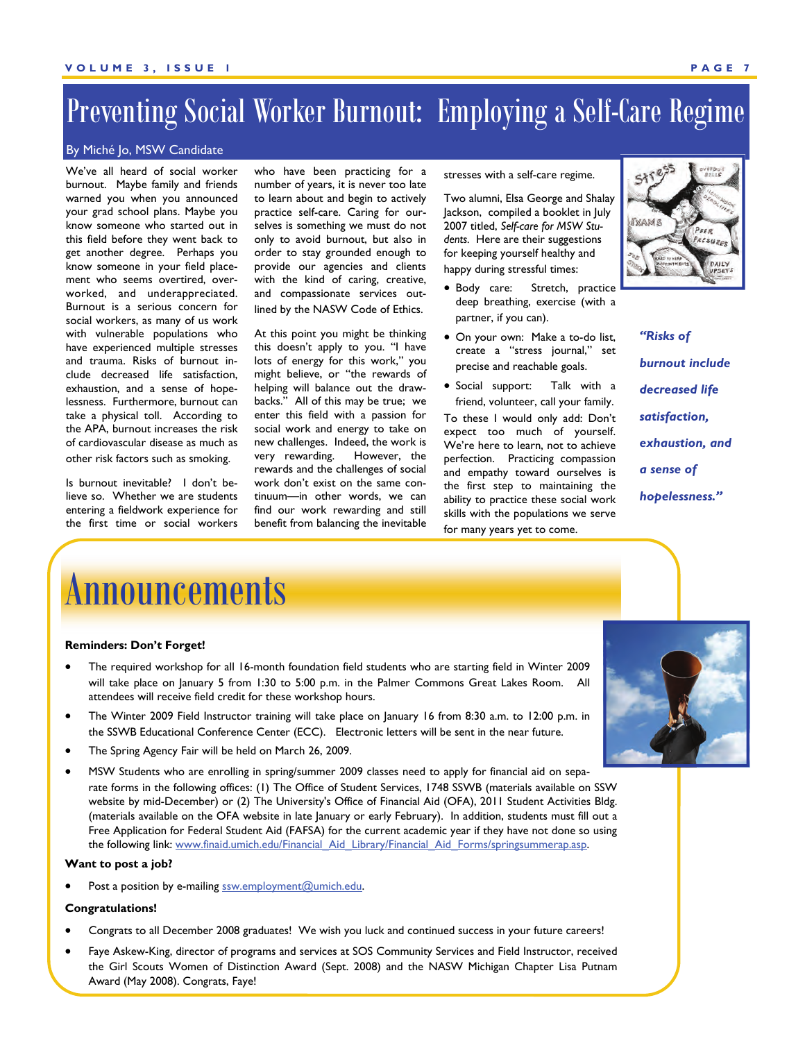# Preventing Social Worker Burnout: Employing a Self-Care Regime

By Miché Jo, MSW Candidate

We've all heard of social worker burnout. Maybe family and friends warned you when you announced your grad school plans. Maybe you know someone who started out in this field before they went back to get another degree. Perhaps you know someone in your field placement who seems overtired, overworked, and underappreciated. Burnout is a serious concern for social workers, as many of us work with vulnerable populations who have experienced multiple stresses and trauma. Risks of burnout include decreased life satisfaction, exhaustion, and a sense of hopelessness. Furthermore, burnout can take a physical toll. According to the APA, burnout increases the risk of cardiovascular disease as much as other risk factors such as smoking.

Is burnout inevitable? I don't believe so. Whether we are students entering a fieldwork experience for the first time or social workers who have been practicing for a number of years, it is never too late to learn about and begin to actively practice self-care. Caring for ourselves is something we must do not only to avoid burnout, but also in order to stay grounded enough to provide our agencies and clients with the kind of caring, creative, and compassionate services outlined by the NASW Code of Ethics.

At this point you might be thinking this doesn't apply to you. "I have lots of energy for this work," you might believe, or "the rewards of helping will balance out the drawbacks." All of this may be true; we enter this field with a passion for social work and energy to take on new challenges. Indeed, the work is very rewarding. However, the rewards and the challenges of social work don't exist on the same continuum—in other words, we can find our work rewarding and still benefit from balancing the inevitable stresses with a self-care regime.

Two alumni, Elsa George and Shalay Jackson, compiled a booklet in July 2007 titled, *Self-care for MSW Students*. Here are their suggestions for keeping yourself healthy and happy during stressful times:

- Body care: Stretch, practice deep breathing, exercise (with a partner, if you can).
- On your own: Make a to-do list, create a "stress journal," set precise and reachable goals.
- Social support: Talk with a friend, volunteer, call your family.

To these I would only add: Don't expect too much of yourself. We're here to learn, not to achieve perfection. Practicing compassion and empathy toward ourselves is the first step to maintaining the ability to practice these social work skills with the populations we serve for many years yet to come.

***"Risks of burnout include decreased life satisfaction, exhaustion, and a sense of hopelessness."***

# Announcements

**Reminders: Don't Forget!**

- The required workshop for all 16-month foundation field students who are starting field in Winter 2009 will take place on January 5 from 1:30 to 5:00 p.m. in the Palmer Commons Great Lakes Room. All attendees will receive field credit for these workshop hours.
- The Winter 2009 Field Instructor training will take place on January 16 from 8:30 a.m. to 12:00 p.m. in the SSWB Educational Conference Center (ECC). Electronic letters will be sent in the near future.
- The Spring Agency Fair will be held on March 26, 2009.
- MSW Students who are enrolling in spring/summer 2009 classes need to apply for financial aid on separate forms in the following offices: (1) The Office of Student Services, 1748 SSWB (materials available on SSW website by mid-December) or (2) The University's Office of Financial Aid (OFA), 2011 Student Activities Bldg. (materials available on the OFA website in late January or early February). In addition, students must fill out a Free Application for Federal Student Aid (FAFSA) for the current academic year if they have not done so using the following link: www.finaid.umich.edu/Financial_Aid_Library/Financial_Aid_Forms/springsummerap.asp.

**Want to post a job?**

- Post a position by e-mailing ssw.employment@umich.edu.

**Congratulations!**

- Congrats to all December 2008 graduates! We wish you luck and continued success in your future careers!
- Faye Askew-King, director of programs and services at SOS Community Services and Field Instructor, received the Girl Scouts Women of Distinction Award (Sept. 2008) and the NASW Michigan Chapter Lisa Putnam Award (May 2008). Congrats, Faye!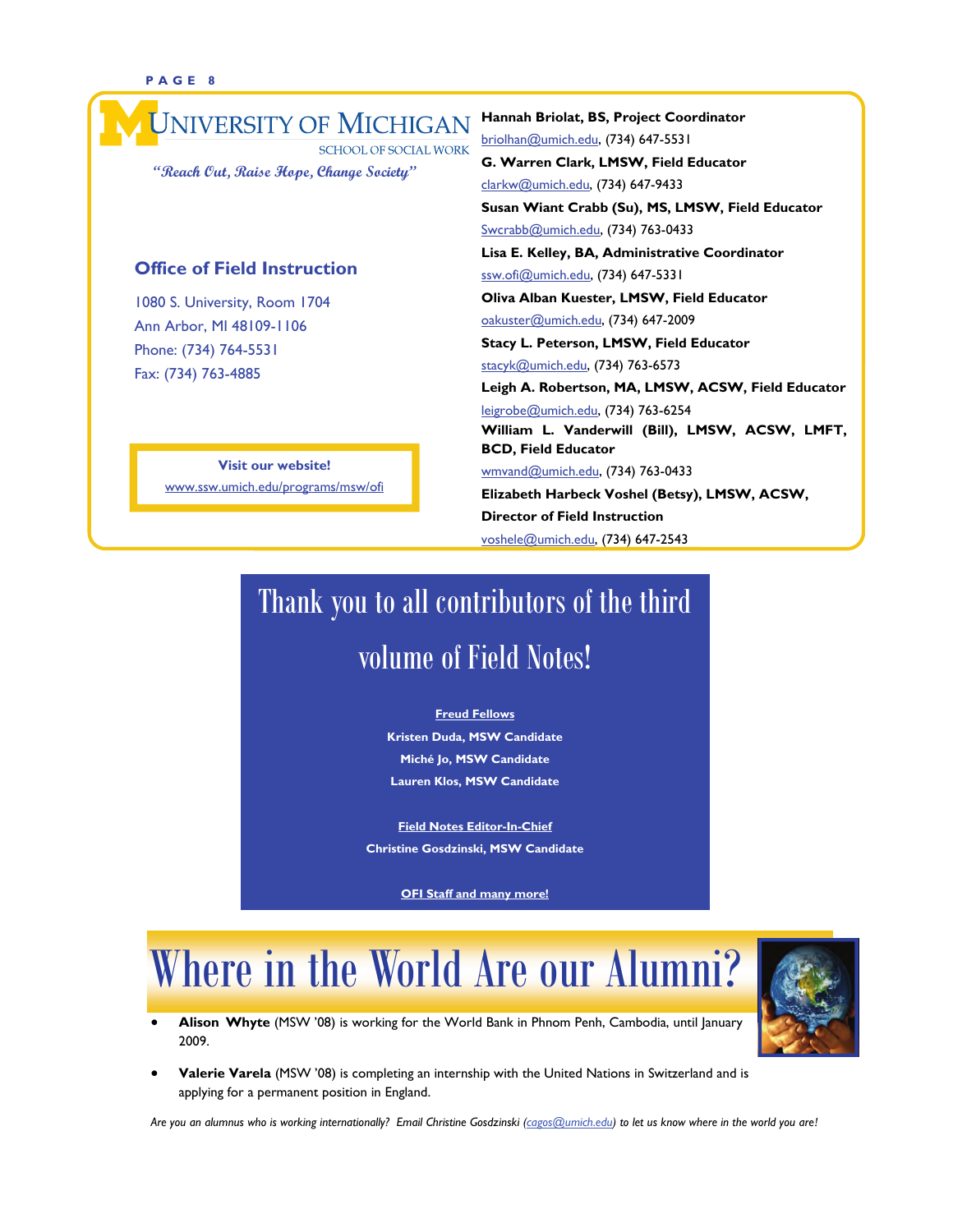# University of Michigan

School of Social Work

*"Reach Out, Raise Hope, Change Society"*

## Office of Field Instruction

1080 S. University, Room 1704
Ann Arbor, MI 48109-1106
Phone: (734) 764-5531
Fax: (734) 763-4885

**Visit our website!**
www.ssw.umich.edu/programs/msw/ofi

**Hannah Briolat, BS, Project Coordinator**
briolhan@umich.edu, (734) 647-5531

**G. Warren Clark, LMSW, Field Educator**
clarkw@umich.edu, (734) 647-9433

**Susan Wiant Crabb (Su), MS, LMSW, Field Educator**
Swcrabb@umich.edu, (734) 763-0433

**Lisa E. Kelley, BA, Administrative Coordinator**
ssw.ofi@umich.edu, (734) 647-5331

**Oliva Alban Kuester, LMSW, Field Educator**
oakuster@umich.edu, (734) 647-2009

**Stacy L. Peterson, LMSW, Field Educator**
stacyk@umich.edu, (734) 763-6573

**Leigh A. Robertson, MA, LMSW, ACSW, Field Educator**
leigrobe@umich.edu, (734) 763-6254

**William L. Vanderwill (Bill), LMSW, ACSW, LMFT, BCD, Field Educator**
wmvand@umich.edu, (734) 763-0433

**Elizabeth Harbeck Voshel (Betsy), LMSW, ACSW, Director of Field Instruction**
voshele@umich.edu, (734) 647-2543

## Thank you to all contributors of the third volume of Field Notes!

**Freud Fellows**
**Kristen Duda, MSW Candidate**
**Miché Jo, MSW Candidate**
**Lauren Klos, MSW Candidate**

**Field Notes Editor-In-Chief**
**Christine Gosdzinski, MSW Candidate**

**OFI Staff and many more!**

# Where in the World Are our Alumni?

- **Alison Whyte** (MSW '08) is working for the World Bank in Phnom Penh, Cambodia, until January 2009.
- **Valerie Varela** (MSW '08) is completing an internship with the United Nations in Switzerland and is applying for a permanent position in England.

*Are you an alumnus who is working internationally? Email Christine Gosdzinski (cagos@umich.edu) to let us know where in the world you are!*